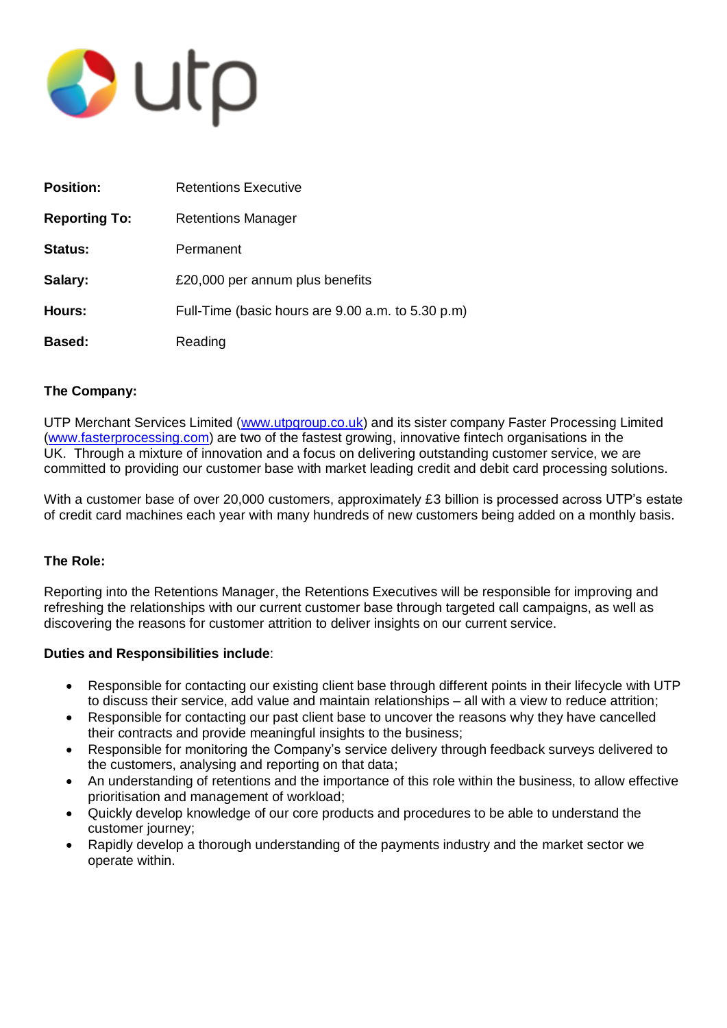utp

| | |
|---|---|
| **Position:** | Retentions Executive |
| **Reporting To:** | Retentions Manager |
| **Status:** | Permanent |
| **Salary:** | £20,000 per annum plus benefits |
| **Hours:** | Full-Time (basic hours are 9.00 a.m. to 5.30 p.m) |
| **Based:** | Reading |

**The Company:**

UTP Merchant Services Limited (www.utpgroup.co.uk) and its sister company Faster Processing Limited (www.fasterprocessing.com) are two of the fastest growing, innovative fintech organisations in the UK. Through a mixture of innovation and a focus on delivering outstanding customer service, we are committed to providing our customer base with market leading credit and debit card processing solutions.

With a customer base of over 20,000 customers, approximately £3 billion is processed across UTP's estate of credit card machines each year with many hundreds of new customers being added on a monthly basis.

**The Role:**

Reporting into the Retentions Manager, the Retentions Executives will be responsible for improving and refreshing the relationships with our current customer base through targeted call campaigns, as well as discovering the reasons for customer attrition to deliver insights on our current service.

**Duties and Responsibilities include**:

- Responsible for contacting our existing client base through different points in their lifecycle with UTP to discuss their service, add value and maintain relationships – all with a view to reduce attrition;
- Responsible for contacting our past client base to uncover the reasons why they have cancelled their contracts and provide meaningful insights to the business;
- Responsible for monitoring the Company's service delivery through feedback surveys delivered to the customers, analysing and reporting on that data;
- An understanding of retentions and the importance of this role within the business, to allow effective prioritisation and management of workload;
- Quickly develop knowledge of our core products and procedures to be able to understand the customer journey;
- Rapidly develop a thorough understanding of the payments industry and the market sector we operate within.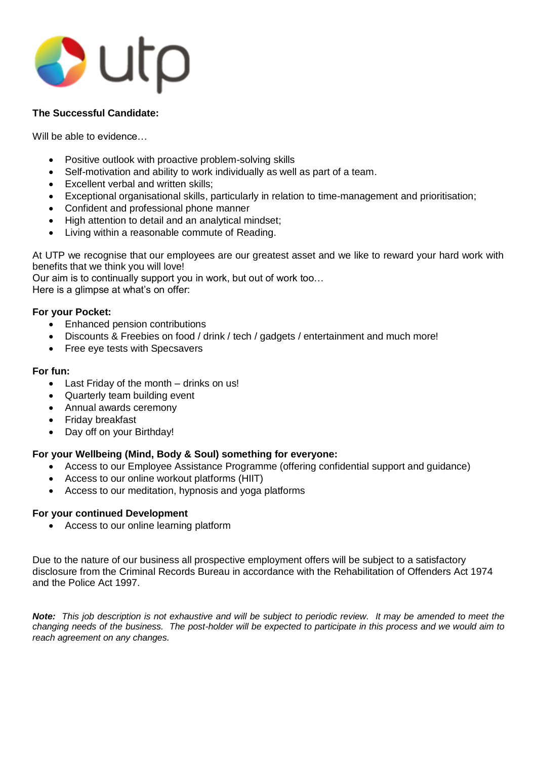**The Successful Candidate:**

Will be able to evidence…

- Positive outlook with proactive problem-solving skills
- Self-motivation and ability to work individually as well as part of a team.
- Excellent verbal and written skills;
- Exceptional organisational skills, particularly in relation to time-management and prioritisation;
- Confident and professional phone manner
- High attention to detail and an analytical mindset;
- Living within a reasonable commute of Reading.

At UTP we recognise that our employees are our greatest asset and we like to reward your hard work with benefits that we think you will love!
Our aim is to continually support you in work, but out of work too…
Here is a glimpse at what's on offer:

**For your Pocket:**

- Enhanced pension contributions
- Discounts & Freebies on food / drink / tech / gadgets / entertainment and much more!
- Free eye tests with Specsavers

**For fun:**

- Last Friday of the month – drinks on us!
- Quarterly team building event
- Annual awards ceremony
- Friday breakfast
- Day off on your Birthday!

**For your Wellbeing (Mind, Body & Soul) something for everyone:**

- Access to our Employee Assistance Programme (offering confidential support and guidance)
- Access to our online workout platforms (HIIT)
- Access to our meditation, hypnosis and yoga platforms

**For your continued Development**

- Access to our online learning platform

Due to the nature of our business all prospective employment offers will be subject to a satisfactory disclosure from the Criminal Records Bureau in accordance with the Rehabilitation of Offenders Act 1974 and the Police Act 1997.

***Note:*** *This job description is not exhaustive and will be subject to periodic review. It may be amended to meet the changing needs of the business. The post-holder will be expected to participate in this process and we would aim to reach agreement on any changes.*